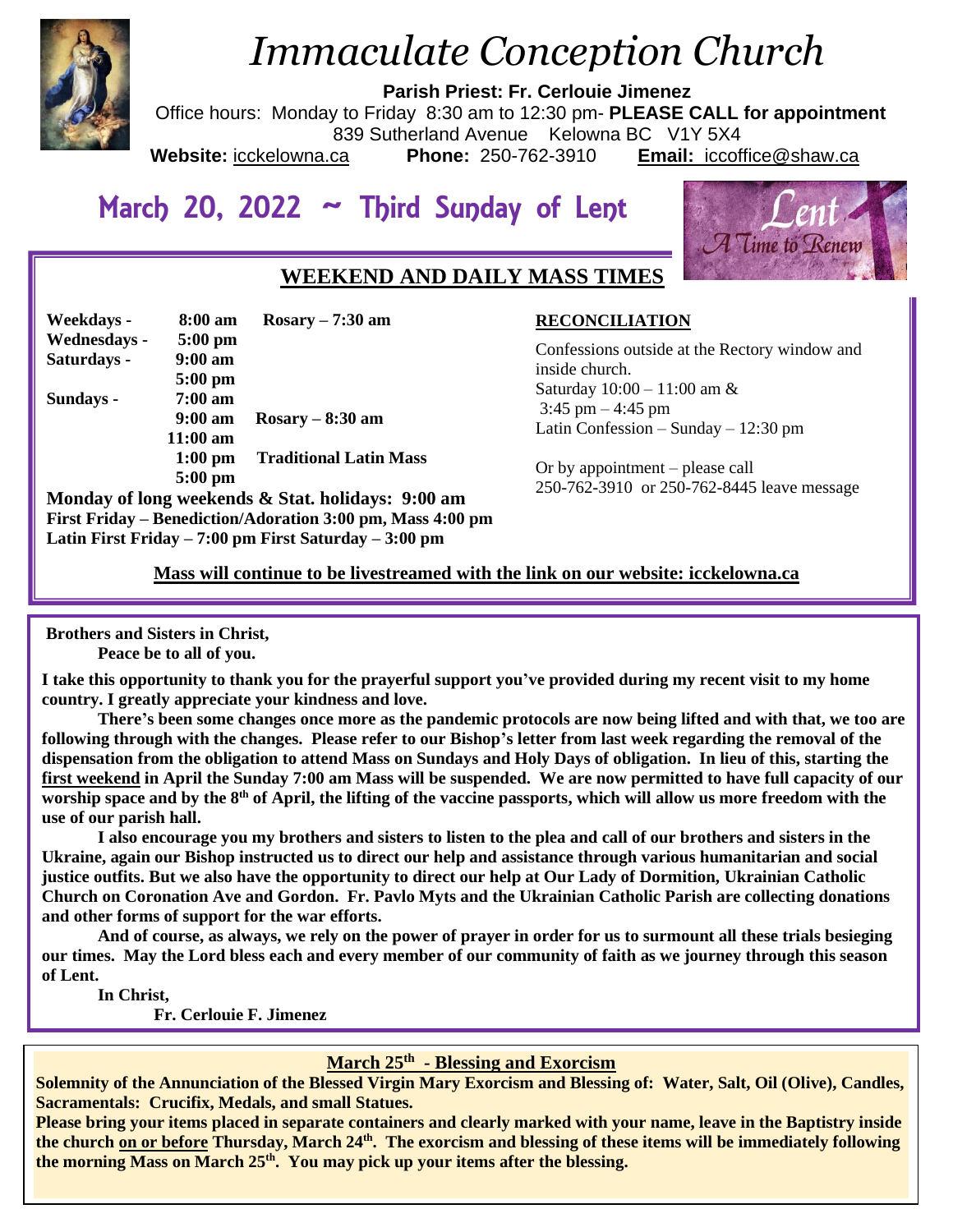# *Immaculate Conception Church*

**Parish Priest: Fr. Cerlouie Jimenez**

Office hours: Monday to Friday 8:30 am to 12:30 pm- **PLEASE CALL for appointment**

839 Sutherland Avenue Kelowna BC V1Y 5X4

**Website:** icckelowna.ca **Phone:** 250-762-3910 **Email:** iccoffice@shaw.ca

## March 20, 2022 ~ Third Sunday of Lent

*Lent*
*A Time to Renew*

### WEEKEND AND DAILY MASS TIMES

| | | |
|---|---|---|
| **Weekdays -** | **8:00 am** | **Rosary – 7:30 am** |
| **Wednesdays -** | **5:00 pm** | |
| **Saturdays -** | **9:00 am** | |
| | **5:00 pm** | |
| **Sundays -** | **7:00 am** | |
| | **9:00 am** | **Rosary – 8:30 am** |
| | **11:00 am** | |
| | **1:00 pm** | **Traditional Latin Mass** |
| | **5:00 pm** | |

**Monday of long weekends & Stat. holidays: 9:00 am**
**First Friday – Benediction/Adoration 3:00 pm, Mass 4:00 pm**
**Latin First Friday – 7:00 pm First Saturday – 3:00 pm**

**RECONCILIATION**

Confessions outside at the Rectory window and inside church.
Saturday 10:00 – 11:00 am &
3:45 pm – 4:45 pm
Latin Confession – Sunday – 12:30 pm

Or by appointment – please call
250-762-3910 or 250-762-8445 leave message

**Mass will continue to be livestreamed with the link on our website: icckelowna.ca**

---

**Brothers and Sisters in Christ,**
**Peace be to all of you.**

**I take this opportunity to thank you for the prayerful support you've provided during my recent visit to my home country. I greatly appreciate your kindness and love.**

**There's been some changes once more as the pandemic protocols are now being lifted and with that, we too are following through with the changes. Please refer to our Bishop's letter from last week regarding the removal of the dispensation from the obligation to attend Mass on Sundays and Holy Days of obligation. In lieu of this, starting the first weekend in April the Sunday 7:00 am Mass will be suspended. We are now permitted to have full capacity of our worship space and by the 8th of April, the lifting of the vaccine passports, which will allow us more freedom with the use of our parish hall.**

**I also encourage you my brothers and sisters to listen to the plea and call of our brothers and sisters in the Ukraine, again our Bishop instructed us to direct our help and assistance through various humanitarian and social justice outfits. But we also have the opportunity to direct our help at Our Lady of Dormition, Ukrainian Catholic Church on Coronation Ave and Gordon. Fr. Pavlo Myts and the Ukrainian Catholic Parish are collecting donations and other forms of support for the war efforts.**

**And of course, as always, we rely on the power of prayer in order for us to surmount all these trials besieging our times. May the Lord bless each and every member of our community of faith as we journey through this season of Lent.**

**In Christ,**
**Fr. Cerlouie F. Jimenez**

---

### March 25th - Blessing and Exorcism

**Solemnity of the Annunciation of the Blessed Virgin Mary Exorcism and Blessing of: Water, Salt, Oil (Olive), Candles, Sacramentals: Crucifix, Medals, and small Statues.**

**Please bring your items placed in separate containers and clearly marked with your name, leave in the Baptistry inside the church on or before Thursday, March 24th. The exorcism and blessing of these items will be immediately following the morning Mass on March 25th. You may pick up your items after the blessing.**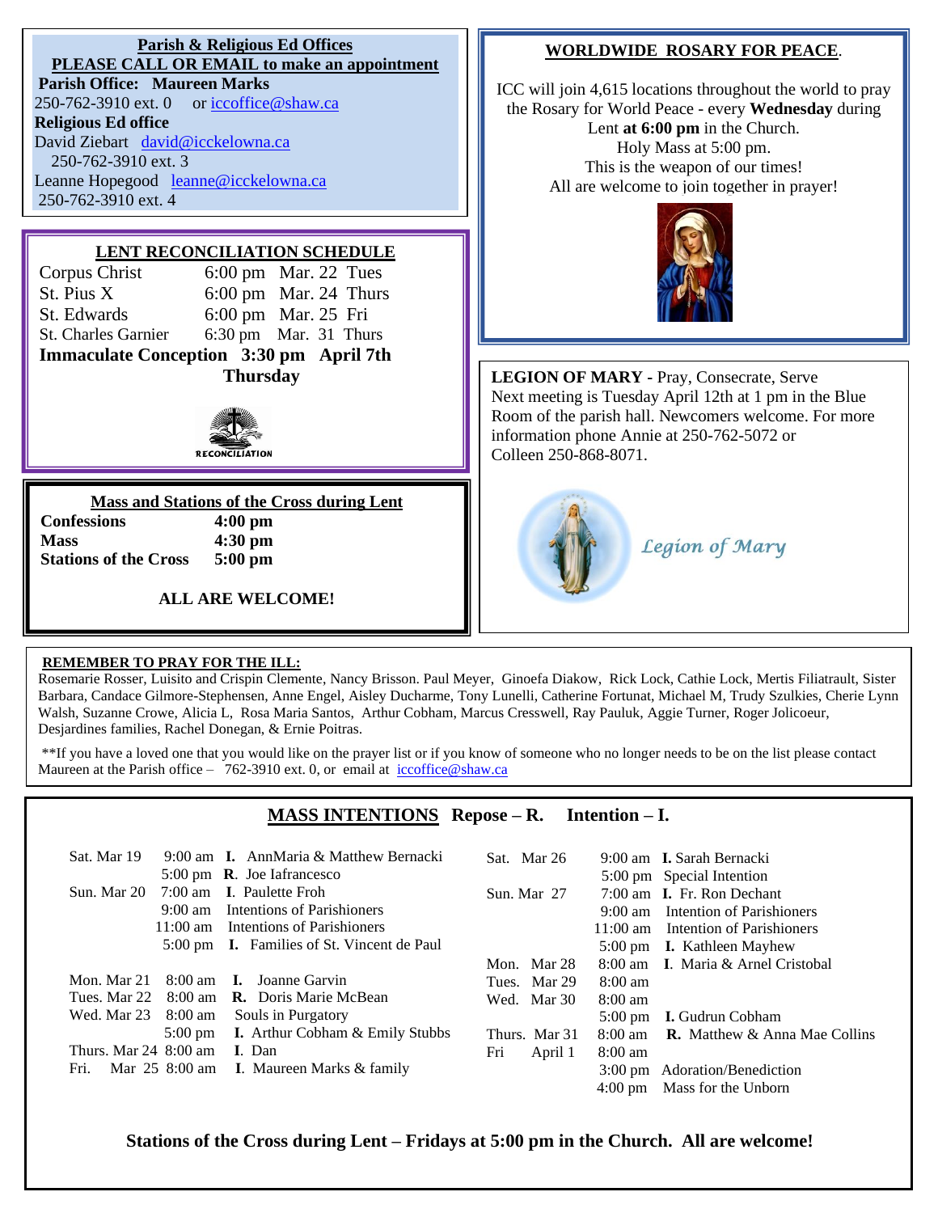**Parish & Religious Ed Offices**
**PLEASE CALL OR EMAIL to make an appointment**

**Parish Office: Maureen Marks**
250-762-3910 ext. 0 or iccoffice@shaw.ca

**Religious Ed office**
David Ziebart david@icckelowna.ca
250-762-3910 ext. 3
Leanne Hopegood leanne@icckelowna.ca
250-762-3910 ext. 4

## LENT RECONCILIATION SCHEDULE

| | | | |
|---|---|---|---|
| Corpus Christ | 6:00 pm | Mar. 22 | Tues |
| St. Pius X | 6:00 pm | Mar. 24 | Thurs |
| St. Edwards | 6:00 pm | Mar. 25 | Fri |
| St. Charles Garnier | 6:30 pm | Mar. 31 | Thurs |
| **Immaculate Conception** | **3:30 pm** | **April 7th** | **Thursday** |

RECONCILIATION

## Mass and Stations of the Cross during Lent

| | |
|---|---|
| **Confessions** | **4:00 pm** |
| **Mass** | **4:30 pm** |
| **Stations of the Cross** | **5:00 pm** |

**ALL ARE WELCOME!**

## WORLDWIDE ROSARY FOR PEACE.

ICC will join 4,615 locations throughout the world to pray the Rosary for World Peace - every **Wednesday** during Lent **at 6:00 pm** in the Church.
Holy Mass at 5:00 pm.
This is the weapon of our times!
All are welcome to join together in prayer!

**LEGION OF MARY -** Pray, Consecrate, Serve
Next meeting is Tuesday April 12th at 1 pm in the Blue Room of the parish hall. Newcomers welcome. For more information phone Annie at 250-762-5072 or Colleen 250-868-8071.

*Legion of Mary*

**REMEMBER TO PRAY FOR THE ILL:**
Rosemarie Rosser, Luisito and Crispin Clemente, Nancy Brisson. Paul Meyer, Ginoefa Diakow, Rick Lock, Cathie Lock, Mertis Filiatrault, Sister Barbara, Candace Gilmore-Stephensen, Anne Engel, Aisley Ducharme, Tony Lunelli, Catherine Fortunat, Michael M, Trudy Szulkies, Cherie Lynn Walsh, Suzanne Crowe, Alicia L, Rosa Maria Santos, Arthur Cobham, Marcus Cresswell, Ray Pauluk, Aggie Turner, Roger Jolicoeur, Desjardines families, Rachel Donegan, & Ernie Poitras.

**If you have a loved one that you would like on the prayer list or if you know of someone who no longer needs to be on the list please contact Maureen at the Parish office – 762-3910 ext. 0, or email at iccoffice@shaw.ca

## MASS INTENTIONS Repose – R. Intention – I.

| | | |
|---|---|---|
| Sat. Mar 19 | 9:00 am | **I.** AnnMaria & Matthew Bernacki |
| | 5:00 pm | **R**. Joe Iafrancesco |
| Sun. Mar 20 | 7:00 am | **I**. Paulette Froh |
| | 9:00 am | Intentions of Parishioners |
| | 11:00 am | Intentions of Parishioners |
| | 5:00 pm | **I.** Families of St. Vincent de Paul |
| Mon. Mar 21 | 8:00 am | **I.** Joanne Garvin |
| Tues. Mar 22 | 8:00 am | **R.** Doris Marie McBean |
| Wed. Mar 23 | 8:00 am | Souls in Purgatory |
| | 5:00 pm | **I.** Arthur Cobham & Emily Stubbs |
| Thurs. Mar 24 | 8:00 am | **I**. Dan |
| Fri. Mar 25 | 8:00 am | **I**. Maureen Marks & family |
| Sat. Mar 26 | 9:00 am | **I.** Sarah Bernacki |
| | 5:00 pm | Special Intention |
| Sun. Mar 27 | 7:00 am | **I.** Fr. Ron Dechant |
| | 9:00 am | Intention of Parishioners |
| | 11:00 am | Intention of Parishioners |
| | 5:00 pm | **I.** Kathleen Mayhew |
| Mon. Mar 28 | 8:00 am | **I**. Maria & Arnel Cristobal |
| Tues. Mar 29 | 8:00 am | |
| Wed. Mar 30 | 8:00 am | |
| | 5:00 pm | **I.** Gudrun Cobham |
| Thurs. Mar 31 | 8:00 am | **R.** Matthew & Anna Mae Collins |
| Fri April 1 | 8:00 am | |
| | 3:00 pm | Adoration/Benediction |
| | 4:00 pm | Mass for the Unborn |

**Stations of the Cross during Lent – Fridays at 5:00 pm in the Church. All are welcome!**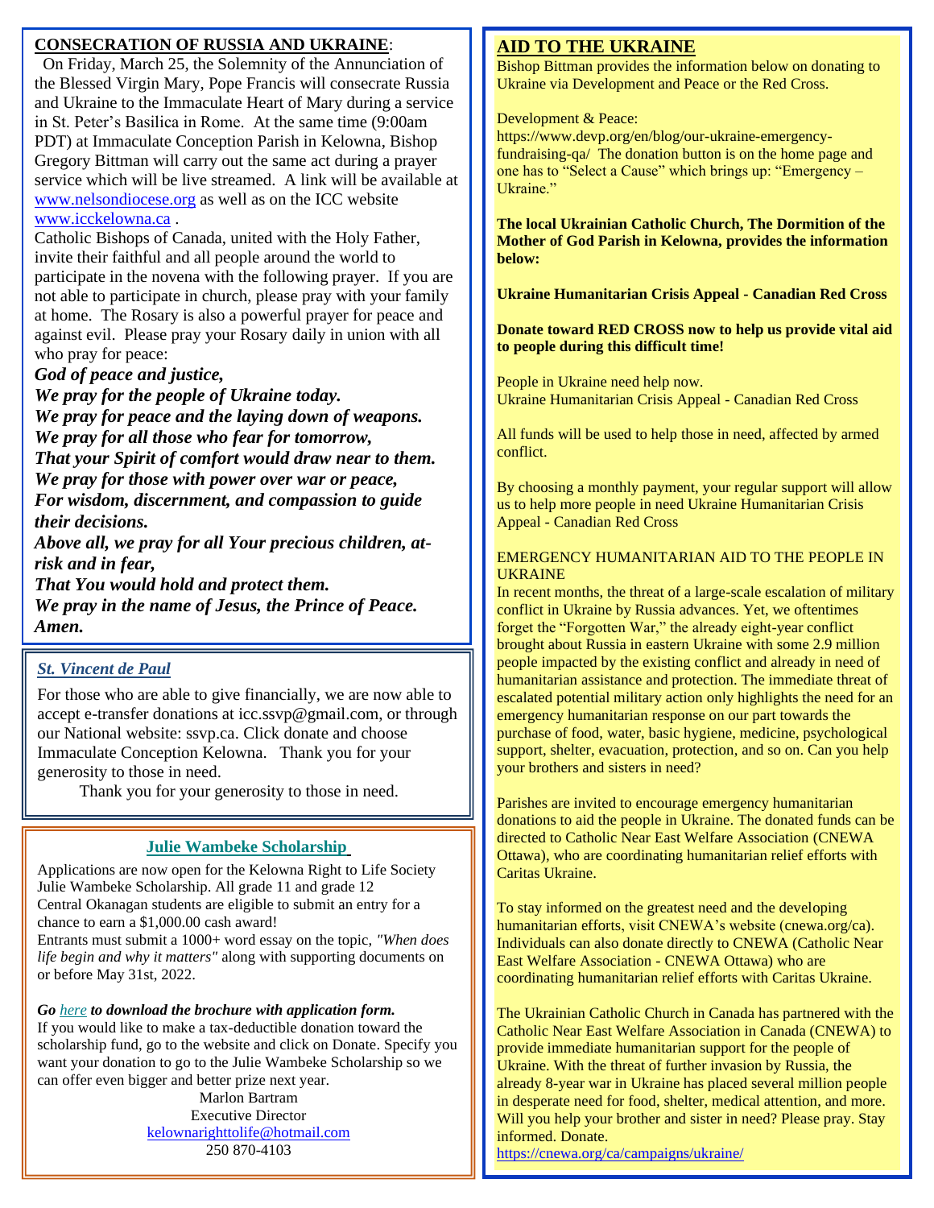## CONSECRATION OF RUSSIA AND UKRAINE:

On Friday, March 25, the Solemnity of the Annunciation of the Blessed Virgin Mary, Pope Francis will consecrate Russia and Ukraine to the Immaculate Heart of Mary during a service in St. Peter's Basilica in Rome. At the same time (9:00am PDT) at Immaculate Conception Parish in Kelowna, Bishop Gregory Bittman will carry out the same act during a prayer service which will be live streamed. A link will be available at www.nelsondiocese.org as well as on the ICC website www.icckelowna.ca .

Catholic Bishops of Canada, united with the Holy Father, invite their faithful and all people around the world to participate in the novena with the following prayer. If you are not able to participate in church, please pray with your family at home. The Rosary is also a powerful prayer for peace and against evil. Please pray your Rosary daily in union with all who pray for peace:

***God of peace and justice,***
***We pray for the people of Ukraine today.***
***We pray for peace and the laying down of weapons.***
***We pray for all those who fear for tomorrow,***
***That your Spirit of comfort would draw near to them.***
***We pray for those with power over war or peace,***
***For wisdom, discernment, and compassion to guide their decisions.***
***Above all, we pray for all Your precious children, at-risk and in fear,***
***That You would hold and protect them.***
***We pray in the name of Jesus, the Prince of Peace. Amen.***

### *St. Vincent de Paul*

For those who are able to give financially, we are now able to accept e-transfer donations at icc.ssvp@gmail.com, or through our National website: ssvp.ca. Click donate and choose Immaculate Conception Kelowna. Thank you for your generosity to those in need.

Thank you for your generosity to those in need.

### Julie Wambeke Scholarship

Applications are now open for the Kelowna Right to Life Society Julie Wambeke Scholarship. All grade 11 and grade 12 Central Okanagan students are eligible to submit an entry for a chance to earn a $1,000.00 cash award!

Entrants must submit a 1000+ word essay on the topic, *"When does life begin and why it matters"* along with supporting documents on or before May 31st, 2022.

***Go here to download the brochure with application form.***

If you would like to make a tax-deductible donation toward the scholarship fund, go to the website and click on Donate. Specify you want your donation to go to the Julie Wambeke Scholarship so we can offer even bigger and better prize next year.

Marlon Bartram
Executive Director
kelownarighttolife@hotmail.com
250 870-4103

## AID TO THE UKRAINE

Bishop Bittman provides the information below on donating to Ukraine via Development and Peace or the Red Cross.

Development & Peace:
https://www.devp.org/en/blog/our-ukraine-emergency-fundraising-qa/ The donation button is on the home page and one has to "Select a Cause" which brings up: "Emergency – Ukraine."

**The local Ukrainian Catholic Church, The Dormition of the Mother of God Parish in Kelowna, provides the information below:**

**Ukraine Humanitarian Crisis Appeal - Canadian Red Cross**

**Donate toward RED CROSS now to help us provide vital aid to people during this difficult time!**

People in Ukraine need help now.
Ukraine Humanitarian Crisis Appeal - Canadian Red Cross

All funds will be used to help those in need, affected by armed conflict.

By choosing a monthly payment, your regular support will allow us to help more people in need Ukraine Humanitarian Crisis Appeal - Canadian Red Cross

EMERGENCY HUMANITARIAN AID TO THE PEOPLE IN UKRAINE

In recent months, the threat of a large-scale escalation of military conflict in Ukraine by Russia advances. Yet, we oftentimes forget the "Forgotten War," the already eight-year conflict brought about Russia in eastern Ukraine with some 2.9 million people impacted by the existing conflict and already in need of humanitarian assistance and protection. The immediate threat of escalated potential military action only highlights the need for an emergency humanitarian response on our part towards the purchase of food, water, basic hygiene, medicine, psychological support, shelter, evacuation, protection, and so on. Can you help your brothers and sisters in need?

Parishes are invited to encourage emergency humanitarian donations to aid the people in Ukraine. The donated funds can be directed to Catholic Near East Welfare Association (CNEWA Ottawa), who are coordinating humanitarian relief efforts with Caritas Ukraine.

To stay informed on the greatest need and the developing humanitarian efforts, visit CNEWA's website (cnewa.org/ca). Individuals can also donate directly to CNEWA (Catholic Near East Welfare Association - CNEWA Ottawa) who are coordinating humanitarian relief efforts with Caritas Ukraine.

The Ukrainian Catholic Church in Canada has partnered with the Catholic Near East Welfare Association in Canada (CNEWA) to provide immediate humanitarian support for the people of Ukraine. With the threat of further invasion by Russia, the already 8-year war in Ukraine has placed several million people in desperate need for food, shelter, medical attention, and more. Will you help your brother and sister in need? Please pray. Stay informed. Donate.
https://cnewa.org/ca/campaigns/ukraine/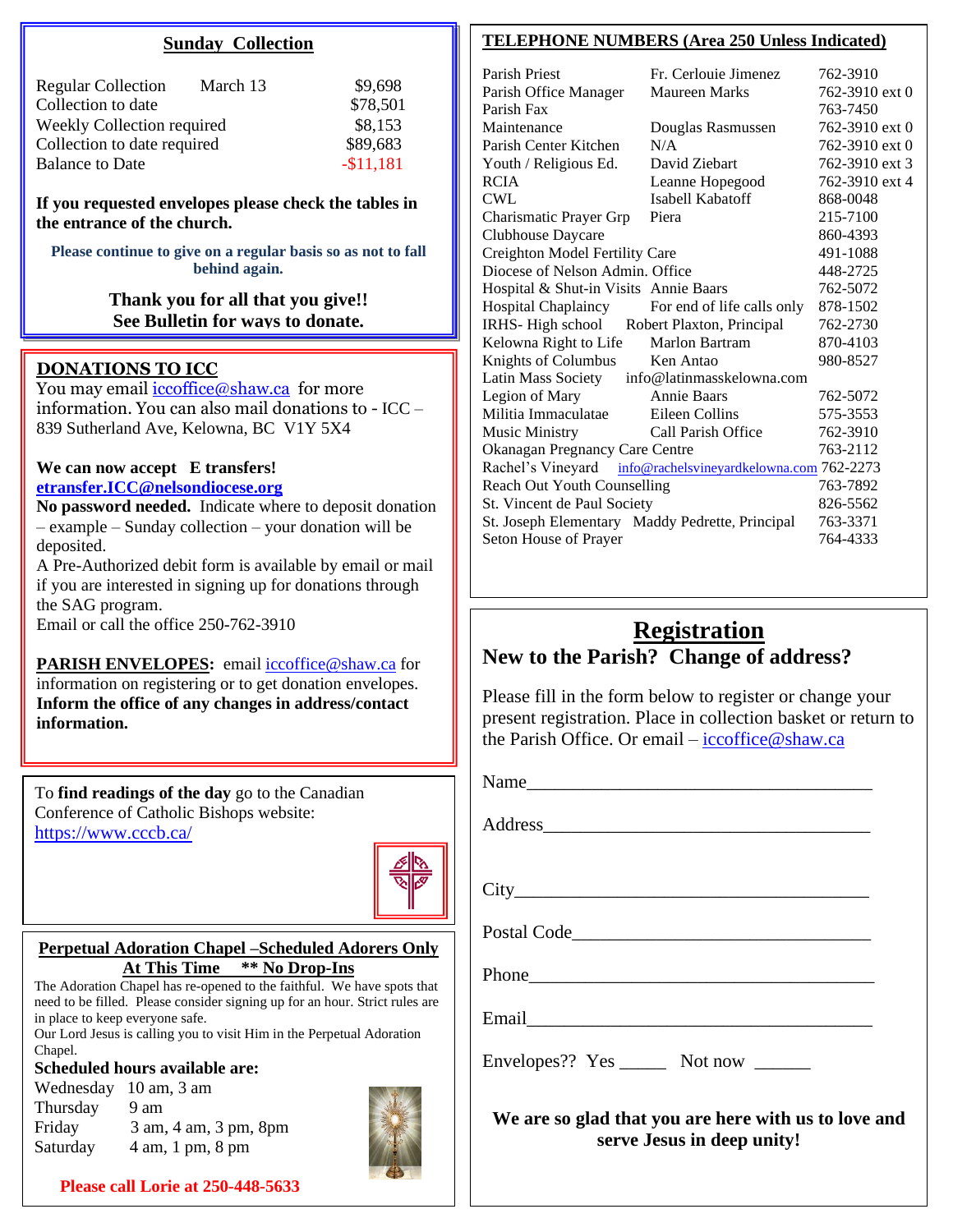## Sunday Collection

| | | |
|---|---|---|
| Regular Collection | March 13 | $9,698 |
| Collection to date | | $78,501 |
| Weekly Collection required | | $8,153 |
| Collection to date required | | $89,683 |
| Balance to Date | | -$11,181 |

**If you requested envelopes please check the tables in the entrance of the church.**

**Please continue to give on a regular basis so as not to fall behind again.**

**Thank you for all that you give!!**
**See Bulletin for ways to donate.**

## DONATIONS TO ICC

You may email iccoffice@shaw.ca for more information. You can also mail donations to - ICC – 839 Sutherland Ave, Kelowna, BC V1Y 5X4

**We can now accept E transfers!**
**etransfer.ICC@nelsondiocese.org**
**No password needed.** Indicate where to deposit donation – example – Sunday collection – your donation will be deposited.
A Pre-Authorized debit form is available by email or mail if you are interested in signing up for donations through the SAG program.
Email or call the office 250-762-3910

**PARISH ENVELOPES:** email iccoffice@shaw.ca for information on registering or to get donation envelopes. **Inform the office of any changes in address/contact information.**

To **find readings of the day** go to the Canadian Conference of Catholic Bishops website: https://www.cccb.ca/

## Perpetual Adoration Chapel –Scheduled Adorers Only At This Time ** No Drop-Ins

The Adoration Chapel has re-opened to the faithful. We have spots that need to be filled. Please consider signing up for an hour. Strict rules are in place to keep everyone safe.
Our Lord Jesus is calling you to visit Him in the Perpetual Adoration Chapel.

**Scheduled hours available are:**

Wednesday 10 am, 3 am
Thursday 9 am
Friday 3 am, 4 am, 3 pm, 8pm
Saturday 4 am, 1 pm, 8 pm

**Please call Lorie at 250-448-5633**

## TELEPHONE NUMBERS (Area 250 Unless Indicated)

| | | |
|---|---|---|
| Parish Priest | Fr. Cerlouie Jimenez | 762-3910 |
| Parish Office Manager | Maureen Marks | 762-3910 ext 0 |
| Parish Fax | | 763-7450 |
| Maintenance | Douglas Rasmussen | 762-3910 ext 0 |
| Parish Center Kitchen | N/A | 762-3910 ext 0 |
| Youth / Religious Ed. | David Ziebart | 762-3910 ext 3 |
| RCIA | Leanne Hopegood | 762-3910 ext 4 |
| CWL | Isabell Kabatoff | 868-0048 |
| Charismatic Prayer Grp | Piera | 215-7100 |
| Clubhouse Daycare | | 860-4393 |
| Creighton Model Fertility Care | | 491-1088 |
| Diocese of Nelson Admin. Office | | 448-2725 |
| Hospital & Shut-in Visits | Annie Baars | 762-5072 |
| Hospital Chaplaincy | For end of life calls only | 878-1502 |
| IRHS- High school | Robert Plaxton, Principal | 762-2730 |
| Kelowna Right to Life | Marlon Bartram | 870-4103 |
| Knights of Columbus | Ken Antao | 980-8527 |
| Latin Mass Society | info@latinmasskelowna.com | |
| Legion of Mary | Annie Baars | 762-5072 |
| Militia Immaculatae | Eileen Collins | 575-3553 |
| Music Ministry | Call Parish Office | 762-3910 |
| Okanagan Pregnancy Care Centre | | 763-2112 |
| Rachel's Vineyard | info@rachelsvineyardkelowna.com | 762-2273 |
| Reach Out Youth Counselling | | 763-7892 |
| St. Vincent de Paul Society | | 826-5562 |
| St. Joseph Elementary | Maddy Pedrette, Principal | 763-3371 |
| Seton House of Prayer | | 764-4333 |

## Registration

### New to the Parish? Change of address?

Please fill in the form below to register or change your present registration. Place in collection basket or return to the Parish Office. Or email – iccoffice@shaw.ca

Name_____________________________________

Address___________________________________

City______________________________________

Postal Code________________________________

Phone____________________________________

Email_____________________________________

Envelopes?? Yes _____ Not now ______

**We are so glad that you are here with us to love and serve Jesus in deep unity!**